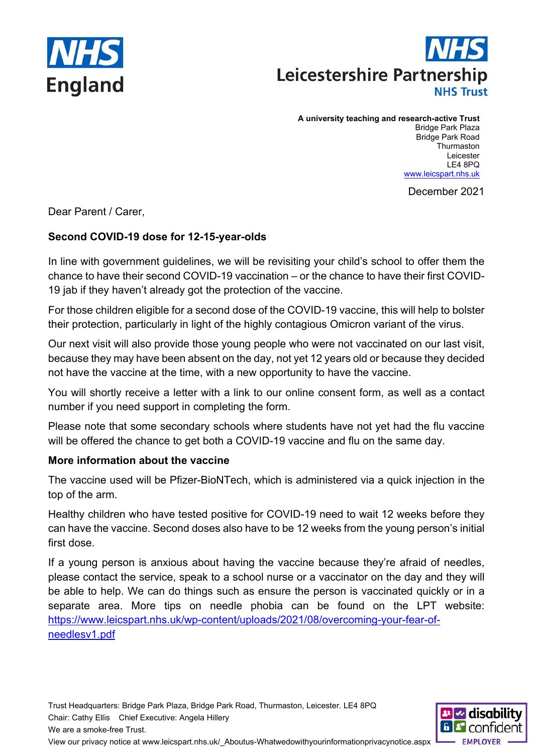NHS England

NHS Leicestershire Partnership NHS Trust

**A university teaching and research-active Trust**
Bridge Park Plaza
Bridge Park Road
Thurmaston
Leicester
LE4 8PQ
[www.leicspart.nhs.uk](http://www.leicspart.nhs.uk)

December 2021

Dear Parent / Carer,

**Second COVID-19 dose for 12-15-year-olds**

In line with government guidelines, we will be revisiting your child's school to offer them the chance to have their second COVID-19 vaccination – or the chance to have their first COVID-19 jab if they haven't already got the protection of the vaccine.

For those children eligible for a second dose of the COVID-19 vaccine, this will help to bolster their protection, particularly in light of the highly contagious Omicron variant of the virus.

Our next visit will also provide those young people who were not vaccinated on our last visit, because they may have been absent on the day, not yet 12 years old or because they decided not have the vaccine at the time, with a new opportunity to have the vaccine.

You will shortly receive a letter with a link to our online consent form, as well as a contact number if you need support in completing the form.

Please note that some secondary schools where students have not yet had the flu vaccine will be offered the chance to get both a COVID-19 vaccine and flu on the same day.

**More information about the vaccine**

The vaccine used will be Pfizer-BioNTech, which is administered via a quick injection in the top of the arm.

Healthy children who have tested positive for COVID-19 need to wait 12 weeks before they can have the vaccine. Second doses also have to be 12 weeks from the young person's initial first dose.

If a young person is anxious about having the vaccine because they're afraid of needles, please contact the service, speak to a school nurse or a vaccinator on the day and they will be able to help. We can do things such as ensure the person is vaccinated quickly or in a separate area. More tips on needle phobia can be found on the LPT website: [https://www.leicspart.nhs.uk/wp-content/uploads/2021/08/overcoming-your-fear-of-needlesv1.pdf](https://www.leicspart.nhs.uk/wp-content/uploads/2021/08/overcoming-your-fear-of-needlesv1.pdf)

Trust Headquarters: Bridge Park Plaza, Bridge Park Road, Thurmaston, Leicester. LE4 8PQ
Chair: Cathy Ellis Chief Executive: Angela Hillery
We are a smoke-free Trust.
View our privacy notice at www.leicspart.nhs.uk/_Aboutus-Whatwedowithyourinformationprivacynotice.aspx

disability confident EMPLOYER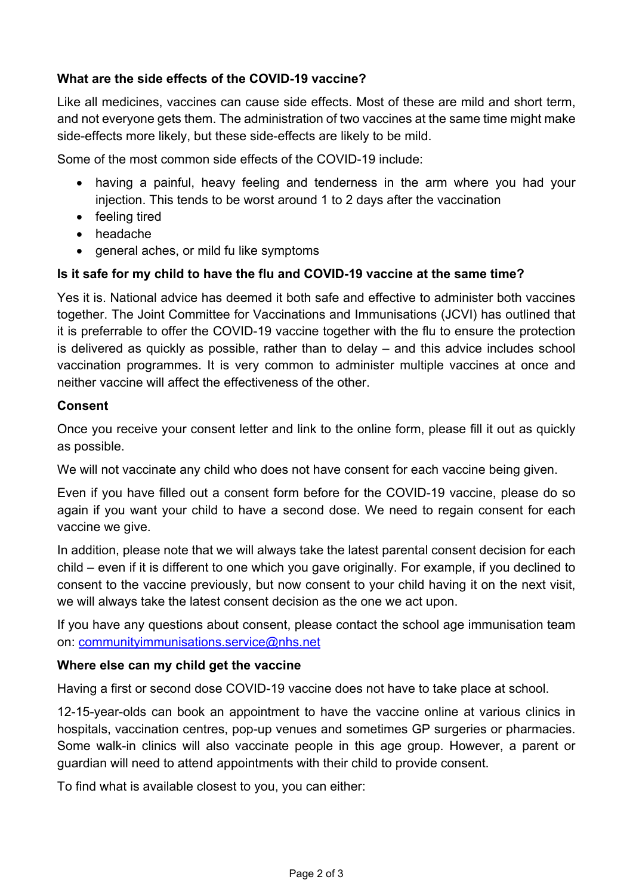**What are the side effects of the COVID-19 vaccine?**

Like all medicines, vaccines can cause side effects. Most of these are mild and short term, and not everyone gets them. The administration of two vaccines at the same time might make side-effects more likely, but these side-effects are likely to be mild.

Some of the most common side effects of the COVID-19 include:

- having a painful, heavy feeling and tenderness in the arm where you had your injection. This tends to be worst around 1 to 2 days after the vaccination
- feeling tired
- headache
- general aches, or mild fu like symptoms

**Is it safe for my child to have the flu and COVID-19 vaccine at the same time?**

Yes it is. National advice has deemed it both safe and effective to administer both vaccines together. The Joint Committee for Vaccinations and Immunisations (JCVI) has outlined that it is preferrable to offer the COVID-19 vaccine together with the flu to ensure the protection is delivered as quickly as possible, rather than to delay – and this advice includes school vaccination programmes. It is very common to administer multiple vaccines at once and neither vaccine will affect the effectiveness of the other.

**Consent**

Once you receive your consent letter and link to the online form, please fill it out as quickly as possible.

We will not vaccinate any child who does not have consent for each vaccine being given.

Even if you have filled out a consent form before for the COVID-19 vaccine, please do so again if you want your child to have a second dose. We need to regain consent for each vaccine we give.

In addition, please note that we will always take the latest parental consent decision for each child – even if it is different to one which you gave originally. For example, if you declined to consent to the vaccine previously, but now consent to your child having it on the next visit, we will always take the latest consent decision as the one we act upon.

If you have any questions about consent, please contact the school age immunisation team on: communityimmunisations.service@nhs.net

**Where else can my child get the vaccine**

Having a first or second dose COVID-19 vaccine does not have to take place at school.

12-15-year-olds can book an appointment to have the vaccine online at various clinics in hospitals, vaccination centres, pop-up venues and sometimes GP surgeries or pharmacies. Some walk-in clinics will also vaccinate people in this age group. However, a parent or guardian will need to attend appointments with their child to provide consent.

To find what is available closest to you, you can either: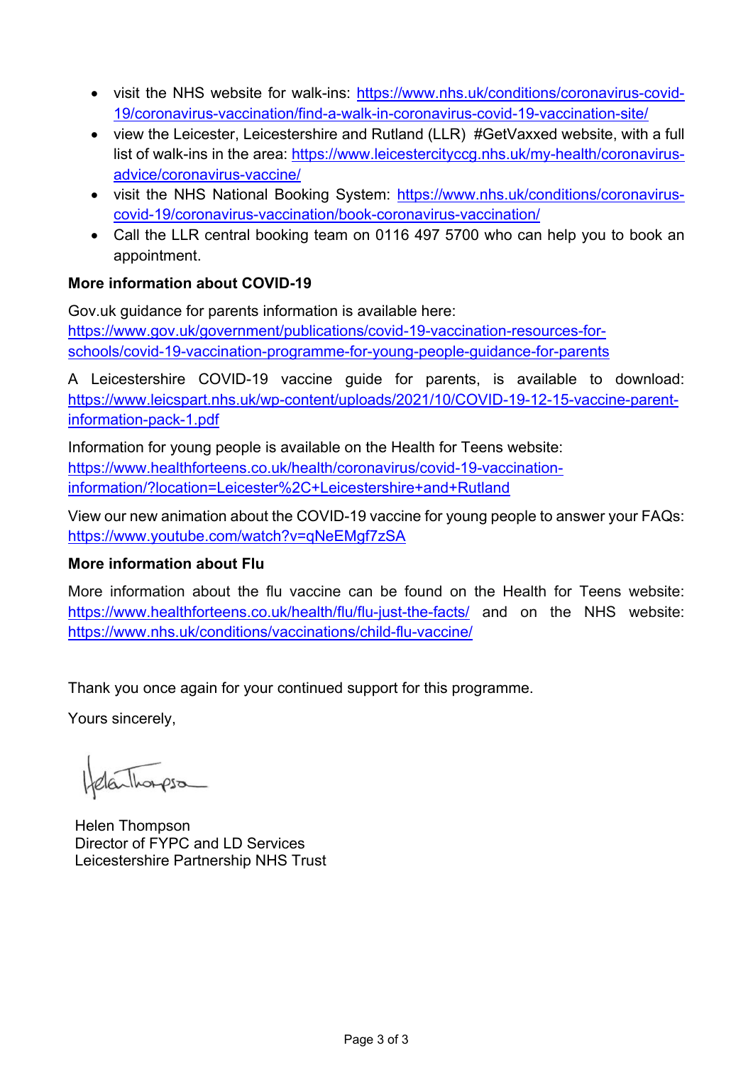- visit the NHS website for walk-ins: https://www.nhs.uk/conditions/coronavirus-covid-19/coronavirus-vaccination/find-a-walk-in-coronavirus-covid-19-vaccination-site/
- view the Leicester, Leicestershire and Rutland (LLR) #GetVaxxed website, with a full list of walk-ins in the area: https://www.leicestercityccg.nhs.uk/my-health/coronavirus-advice/coronavirus-vaccine/
- visit the NHS National Booking System: https://www.nhs.uk/conditions/coronavirus-covid-19/coronavirus-vaccination/book-coronavirus-vaccination/
- Call the LLR central booking team on 0116 497 5700 who can help you to book an appointment.

**More information about COVID-19**

Gov.uk guidance for parents information is available here:
https://www.gov.uk/government/publications/covid-19-vaccination-resources-for-schools/covid-19-vaccination-programme-for-young-people-guidance-for-parents

A Leicestershire COVID-19 vaccine guide for parents, is available to download: https://www.leicspart.nhs.uk/wp-content/uploads/2021/10/COVID-19-12-15-vaccine-parent-information-pack-1.pdf

Information for young people is available on the Health for Teens website:
https://www.healthforteens.co.uk/health/coronavirus/covid-19-vaccination-information/?location=Leicester%2C+Leicestershire+and+Rutland

View our new animation about the COVID-19 vaccine for young people to answer your FAQs:
https://www.youtube.com/watch?v=qNeEMgf7zSA

**More information about Flu**

More information about the flu vaccine can be found on the Health for Teens website: https://www.healthforteens.co.uk/health/flu/flu-just-the-facts/ and on the NHS website: https://www.nhs.uk/conditions/vaccinations/child-flu-vaccine/

Thank you once again for your continued support for this programme.

Yours sincerely,

Helen Thompson
Director of FYPC and LD Services
Leicestershire Partnership NHS Trust